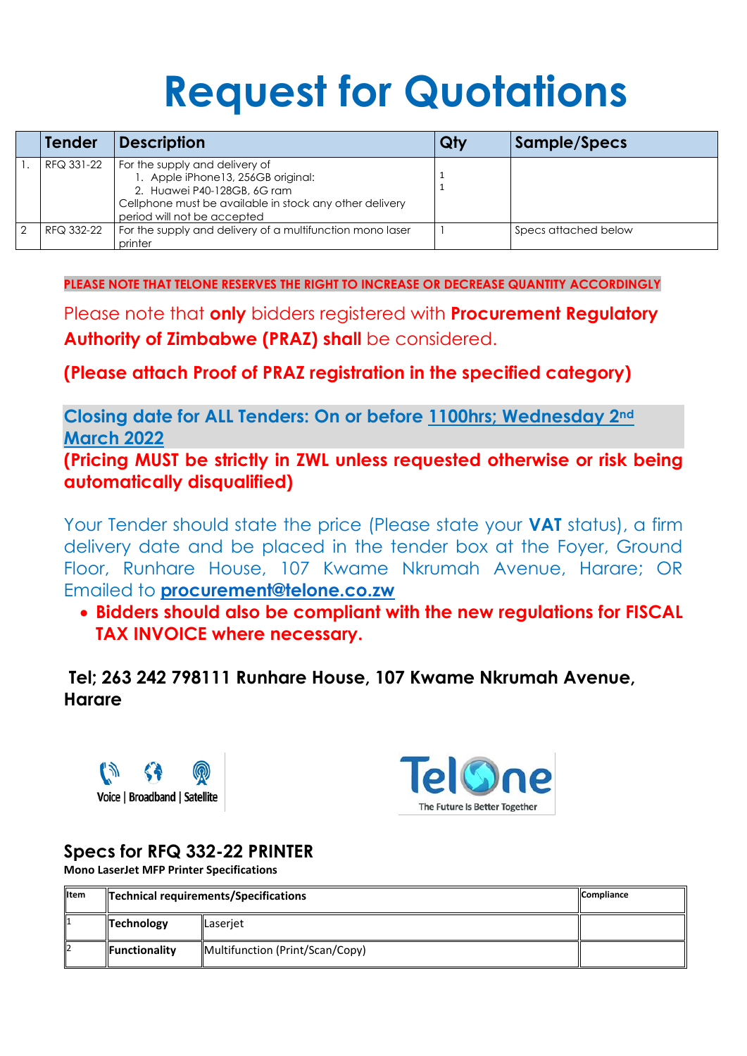# Request for Quotations

| | Tender | Description | Qty | Sample/Specs |
|---|---|---|---|---|
| 1. | RFQ 331-22 | For the supply and delivery of<br>1. Apple iPhone13, 256GB original:<br>2. Huawei P40-128GB, 6G ram<br>Cellphone must be available in stock any other delivery period will not be accepted | 1<br>1 | |
| 2 | RFQ 332-22 | For the supply and delivery of a multifunction mono laser printer | 1 | Specs attached below |

**PLEASE NOTE THAT TELONE RESERVES THE RIGHT TO INCREASE OR DECREASE QUANTITY ACCORDINGLY**

Please note that **only** bidders registered with **Procurement Regulatory Authority of Zimbabwe (PRAZ) shall** be considered.

**(Please attach Proof of PRAZ registration in the specified category)**

**Closing date for ALL Tenders: On or before 1100hrs; Wednesday 2nd March 2022**

**(Pricing MUST be strictly in ZWL unless requested otherwise or risk being automatically disqualified)**

Your Tender should state the price (Please state your **VAT** status), a firm delivery date and be placed in the tender box at the Foyer, Ground Floor, Runhare House, 107 Kwame Nkrumah Avenue, Harare; OR Emailed to **procurement@telone.co.zw**

- **Bidders should also be compliant with the new regulations for FISCAL TAX INVOICE where necessary.**

**Tel; 263 242 798111 Runhare House, 107 Kwame Nkrumah Avenue, Harare**

Voice | Broadband | Satellite

TelOne
The Future Is Better Together

## Specs for RFQ 332-22 PRINTER

**Mono LaserJet MFP Printer Specifications**

| Item | Technical requirements/Specifications | | Compliance |
|---|---|---|---|
| 1 | **Technology** | Laserjet | |
| 2 | **Functionality** | Multifunction (Print/Scan/Copy) | |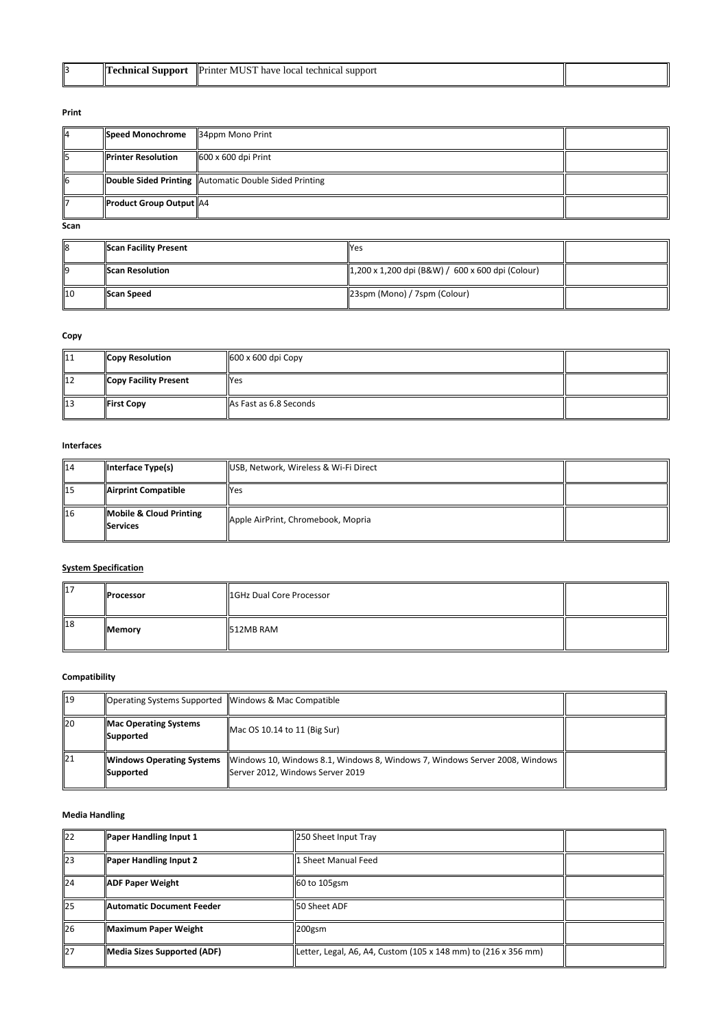| 3 | **Technical Support** | Printer MUST have local technical support | |
|---|---|---|---|

**Print**

| 4 | **Speed Monochrome** | 34ppm Mono Print | |
|---|---|---|---|
| 5 | **Printer Resolution** | 600 x 600 dpi Print | |
| 6 | **Double Sided Printing** | Automatic Double Sided Printing | |
| 7 | **Product Group Output** | A4 | |

**Scan**

| 8 | **Scan Facility Present** | Yes | |
|---|---|---|---|
| 9 | **Scan Resolution** | 1,200 x 1,200 dpi (B&W) / 600 x 600 dpi (Colour) | |
| 10 | **Scan Speed** | 23spm (Mono) / 7spm (Colour) | |

**Copy**

| 11 | **Copy Resolution** | 600 x 600 dpi Copy | |
|---|---|---|---|
| 12 | **Copy Facility Present** | Yes | |
| 13 | **First Copy** | As Fast as 6.8 Seconds | |

**Interfaces**

| 14 | **Interface Type(s)** | USB, Network, Wireless & Wi-Fi Direct | |
|---|---|---|---|
| 15 | **Airprint Compatible** | Yes | |
| 16 | **Mobile & Cloud Printing Services** | Apple AirPrint, Chromebook, Mopria | |

**System Specification**

| 17 | **Processor** | 1GHz Dual Core Processor | |
|---|---|---|---|
| 18 | **Memory** | 512MB RAM | |

**Compatibility**

| 19 | Operating Systems Supported | Windows & Mac Compatible | |
|---|---|---|---|
| 20 | **Mac Operating Systems Supported** | Mac OS 10.14 to 11 (Big Sur) | |
| 21 | **Windows Operating Systems Supported** | Windows 10, Windows 8.1, Windows 8, Windows 7, Windows Server 2008, Windows Server 2012, Windows Server 2019 | |

**Media Handling**

| 22 | **Paper Handling Input 1** | 250 Sheet Input Tray | |
|---|---|---|---|
| 23 | **Paper Handling Input 2** | 1 Sheet Manual Feed | |
| 24 | **ADF Paper Weight** | 60 to 105gsm | |
| 25 | **Automatic Document Feeder** | 50 Sheet ADF | |
| 26 | **Maximum Paper Weight** | 200gsm | |
| 27 | **Media Sizes Supported (ADF)** | Letter, Legal, A6, A4, Custom (105 x 148 mm) to (216 x 356 mm) | |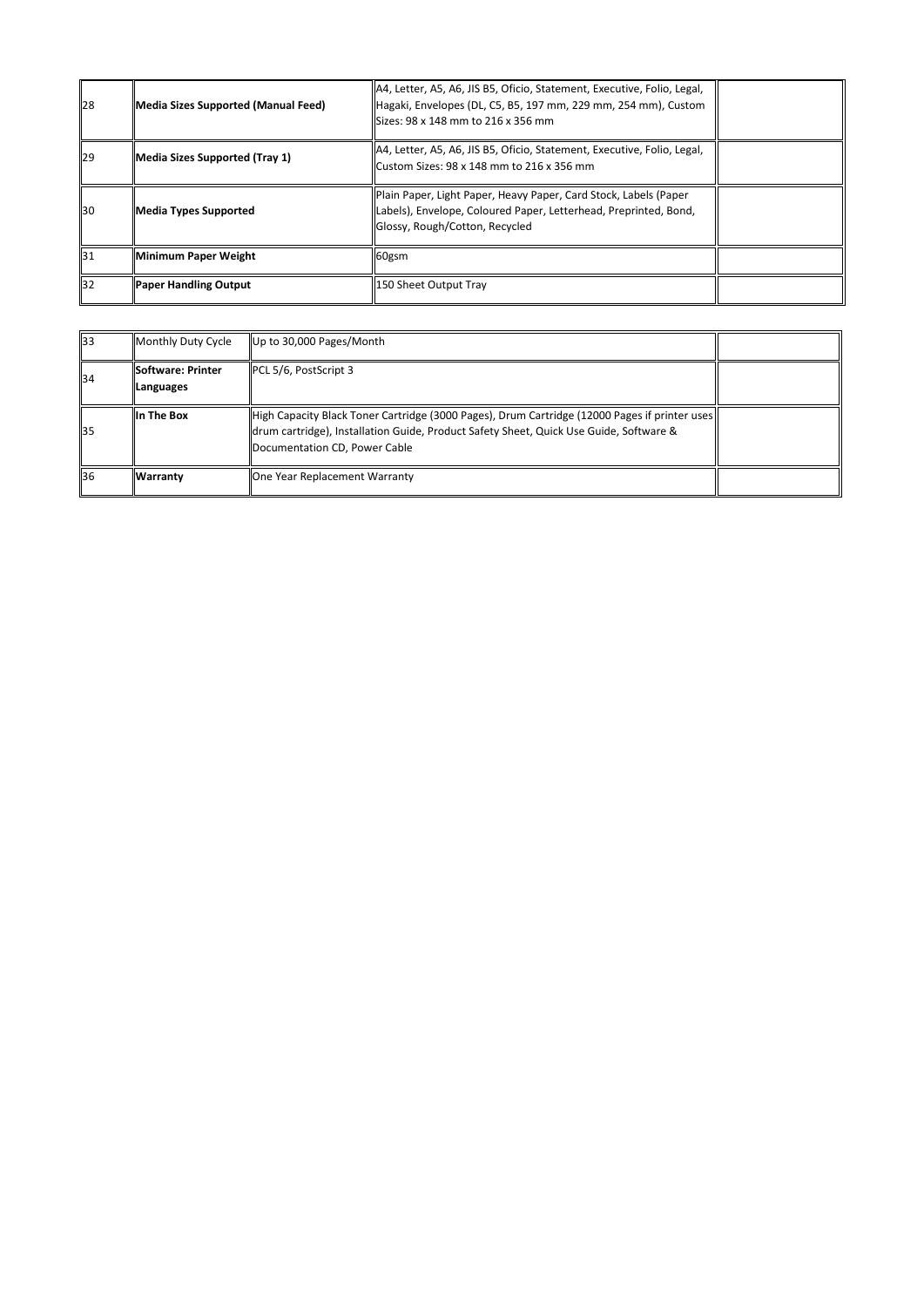| | | | |
|---|---|---|---|
| 28 | **Media Sizes Supported (Manual Feed)** | A4, Letter, A5, A6, JIS B5, Oficio, Statement, Executive, Folio, Legal, Hagaki, Envelopes (DL, C5, B5, 197 mm, 229 mm, 254 mm), Custom Sizes: 98 x 148 mm to 216 x 356 mm | |
| 29 | **Media Sizes Supported (Tray 1)** | A4, Letter, A5, A6, JIS B5, Oficio, Statement, Executive, Folio, Legal, Custom Sizes: 98 x 148 mm to 216 x 356 mm | |
| 30 | **Media Types Supported** | Plain Paper, Light Paper, Heavy Paper, Card Stock, Labels (Paper Labels), Envelope, Coloured Paper, Letterhead, Preprinted, Bond, Glossy, Rough/Cotton, Recycled | |
| 31 | **Minimum Paper Weight** | 60gsm | |
| 32 | **Paper Handling Output** | 150 Sheet Output Tray | |

| | | | |
|---|---|---|---|
| 33 | Monthly Duty Cycle | Up to 30,000 Pages/Month | |
| 34 | **Software: Printer Languages** | PCL 5/6, PostScript 3 | |
| 35 | **In The Box** | High Capacity Black Toner Cartridge (3000 Pages), Drum Cartridge (12000 Pages if printer uses drum cartridge), Installation Guide, Product Safety Sheet, Quick Use Guide, Software & Documentation CD, Power Cable | |
| 36 | **Warranty** | One Year Replacement Warranty | |